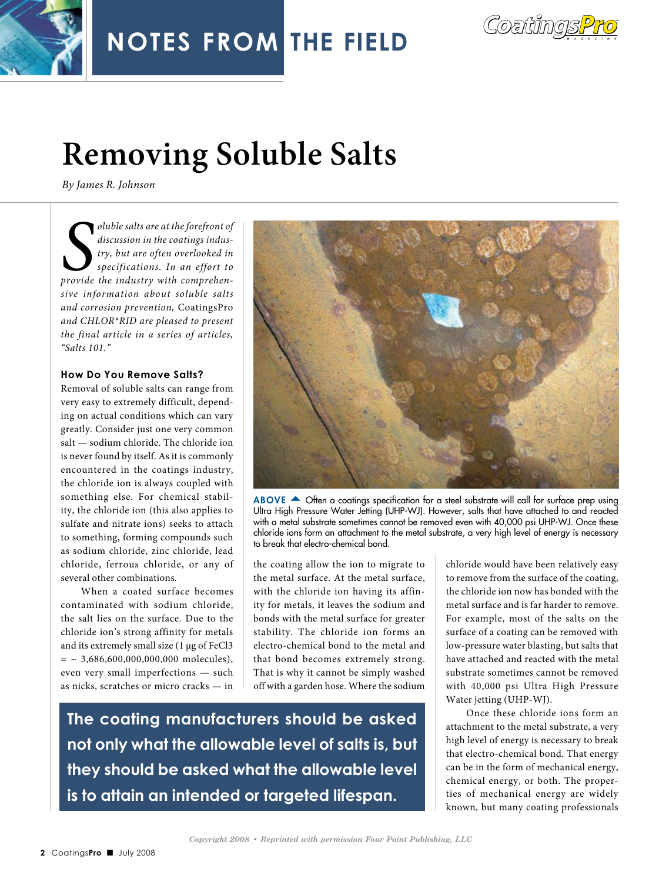# Removing Soluble Salts

*By James R. Johnson*

*Soluble salts are at the forefront of discussion in the coatings industry, but are often overlooked in specifications. In an effort to provide the industry with comprehensive information about soluble salts and corrosion prevention,* CoatingsPro *and CHLOR\*RID are pleased to present the final article in a series of articles, "Salts 101."*

### How Do You Remove Salts?

Removal of soluble salts can range from very easy to extremely difficult, depending on actual conditions which can vary greatly. Consider just one very common salt — sodium chloride. The chloride ion is never found by itself. As it is commonly encountered in the coatings industry, the chloride ion is always coupled with something else. For chemical stability, the chloride ion (this also applies to sulfate and nitrate ions) seeks to attach to something, forming compounds such as sodium chloride, zinc chloride, lead chloride, ferrous chloride, or any of several other combinations.

When a coated surface becomes contaminated with sodium chloride, the salt lies on the surface. Due to the chloride ion's strong affinity for metals and its extremely small size (1 µg of $FeCl_3$ = ~ 3,686,600,000,000,000 molecules), even very small imperfections — such as nicks, scratches or micro cracks — in the coating allow the ion to migrate to the metal surface. At the metal surface, with the chloride ion having its affinity for metals, it leaves the sodium and bonds with the metal surface for greater stability. The chloride ion forms an electro-chemical bond to the metal and that bond becomes extremely strong. That is why it cannot be simply washed off with a garden hose. Where the sodium chloride would have been relatively easy to remove from the surface of the coating, the chloride ion now has bonded with the metal surface and is far harder to remove. For example, most of the salts on the surface of a coating can be removed with low-pressure water blasting, but salts that have attached and reacted with the metal substrate sometimes cannot be removed with 40,000 psi Ultra High Pressure Water jetting (UHP-WJ).

**ABOVE** ▲ Often a coatings specification for a steel substrate will call for surface prep using Ultra High Pressure Water Jetting (UHP-WJ). However, salts that have attached to and reacted with a metal substrate sometimes cannot be removed even with 40,000 psi UHP-WJ. Once these chloride ions form an attachment to the metal substrate, a very high level of energy is necessary to break that electro-chemical bond.

> **The coating manufacturers should be asked not only what the allowable level of salts is, but they should be asked what the allowable level is to attain an intended or targeted lifespan.**

Once these chloride ions form an attachment to the metal substrate, a very high level of energy is necessary to break that electro-chemical bond. That energy can be in the form of mechanical energy, chemical energy, or both. The properties of mechanical energy are widely known, but many coating professionals

*Copyright 2008 • Reprinted with permission Four Point Publishing, LLC*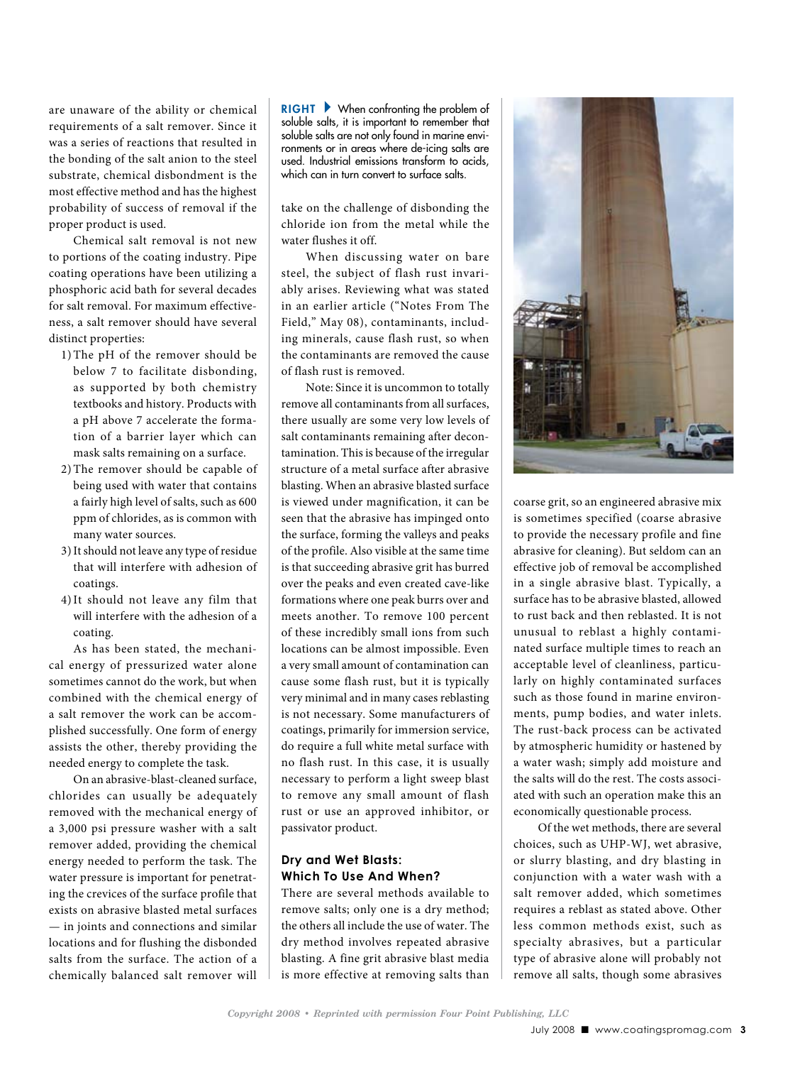are unaware of the ability or chemical requirements of a salt remover. Since it was a series of reactions that resulted in the bonding of the salt anion to the steel substrate, chemical disbondment is the most effective method and has the highest probability of success of removal if the proper product is used.

Chemical salt removal is not new to portions of the coating industry. Pipe coating operations have been utilizing a phosphoric acid bath for several decades for salt removal. For maximum effectiveness, a salt remover should have several distinct properties:

1) The pH of the remover should be below 7 to facilitate disbonding, as supported by both chemistry textbooks and history. Products with a pH above 7 accelerate the formation of a barrier layer which can mask salts remaining on a surface.
2) The remover should be capable of being used with water that contains a fairly high level of salts, such as 600 ppm of chlorides, as is common with many water sources.
3) It should not leave any type of residue that will interfere with adhesion of coatings.
4) It should not leave any film that will interfere with the adhesion of a coating.

As has been stated, the mechanical energy of pressurized water alone sometimes cannot do the work, but when combined with the chemical energy of a salt remover the work can be accomplished successfully. One form of energy assists the other, thereby providing the needed energy to complete the task.

On an abrasive-blast-cleaned surface, chlorides can usually be adequately removed with the mechanical energy of a 3,000 psi pressure washer with a salt remover added, providing the chemical energy needed to perform the task. The water pressure is important for penetrating the crevices of the surface profile that exists on abrasive blasted metal surfaces — in joints and connections and similar locations and for flushing the disbonded salts from the surface. The action of a chemically balanced salt remover will take on the challenge of disbonding the chloride ion from the metal while the water flushes it off.

**RIGHT** When confronting the problem of soluble salts, it is important to remember that soluble salts are not only found in marine environments or in areas where de-icing salts are used. Industrial emissions transform to acids, which can in turn convert to surface salts.

When discussing water on bare steel, the subject of flash rust invariably arises. Reviewing what was stated in an earlier article ("Notes From The Field," May 08), contaminants, including minerals, cause flash rust, so when the contaminants are removed the cause of flash rust is removed.

Note: Since it is uncommon to totally remove all contaminants from all surfaces, there usually are some very low levels of salt contaminants remaining after decontamination. This is because of the irregular structure of a metal surface after abrasive blasting. When an abrasive blasted surface is viewed under magnification, it can be seen that the abrasive has impinged onto the surface, forming the valleys and peaks of the profile. Also visible at the same time is that succeeding abrasive grit has burred over the peaks and even created cave-like formations where one peak burrs over and meets another. To remove 100 percent of these incredibly small ions from such locations can be almost impossible. Even a very small amount of contamination can cause some flash rust, but it is typically very minimal and in many cases reblasting is not necessary. Some manufacturers of coatings, primarily for immersion service, do require a full white metal surface with no flash rust. In this case, it is usually necessary to perform a light sweep blast to remove any small amount of flash rust or use an approved inhibitor, or passivator product.

### Dry and Wet Blasts: Which To Use And When?

There are several methods available to remove salts; only one is a dry method; the others all include the use of water. The dry method involves repeated abrasive blasting. A fine grit abrasive blast media is more effective at removing salts than coarse grit, so an engineered abrasive mix is sometimes specified (coarse abrasive to provide the necessary profile and fine abrasive for cleaning). But seldom can an effective job of removal be accomplished in a single abrasive blast. Typically, a surface has to be abrasive blasted, allowed to rust back and then reblasted. It is not unusual to reblast a highly contaminated surface multiple times to reach an acceptable level of cleanliness, particularly on highly contaminated surfaces such as those found in marine environments, pump bodies, and water inlets. The rust-back process can be activated by atmospheric humidity or hastened by a water wash; simply add moisture and the salts will do the rest. The costs associated with such an operation make this an economically questionable process.

Of the wet methods, there are several choices, such as UHP-WJ, wet abrasive, or slurry blasting, and dry blasting in conjunction with a water wash with a salt remover added, which sometimes requires a reblast as stated above. Other less common methods exist, such as specialty abrasives, but a particular type of abrasive alone will probably not remove all salts, though some abrasives

*Copyright 2008 • Reprinted with permission Four Point Publishing, LLC*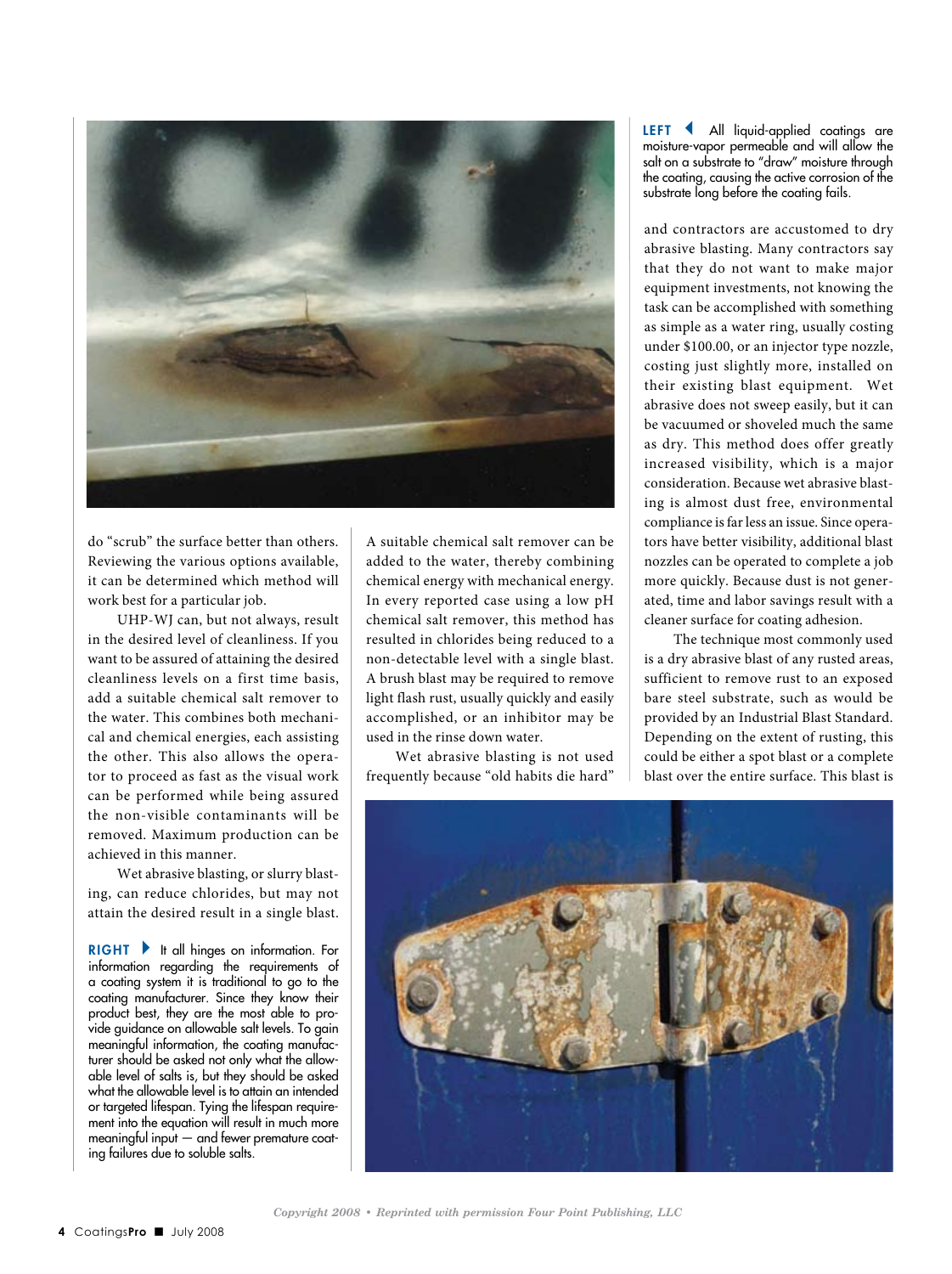do "scrub" the surface better than others. Reviewing the various options available, it can be determined which method will work best for a particular job.

UHP-WJ can, but not always, result in the desired level of cleanliness. If you want to be assured of attaining the desired cleanliness levels on a first time basis, add a suitable chemical salt remover to the water. This combines both mechanical and chemical energies, each assisting the other. This also allows the operator to proceed as fast as the visual work can be performed while being assured the non-visible contaminants will be removed. Maximum production can be achieved in this manner.

Wet abrasive blasting, or slurry blasting, can reduce chlorides, but may not attain the desired result in a single blast. A suitable chemical salt remover can be added to the water, thereby combining chemical energy with mechanical energy. In every reported case using a low pH chemical salt remover, this method has resulted in chlorides being reduced to a non-detectable level with a single blast. A brush blast may be required to remove light flash rust, usually quickly and easily accomplished, or an inhibitor may be used in the rinse down water.

Wet abrasive blasting is not used frequently because "old habits die hard" and contractors are accustomed to dry abrasive blasting. Many contractors say that they do not want to make major equipment investments, not knowing the task can be accomplished with something as simple as a water ring, usually costing under $100.00, or an injector type nozzle, costing just slightly more, installed on their existing blast equipment. Wet abrasive does not sweep easily, but it can be vacuumed or shoveled much the same as dry. This method does offer greatly increased visibility, which is a major consideration. Because wet abrasive blasting is almost dust free, environmental compliance is far less an issue. Since operators have better visibility, additional blast nozzles can be operated to complete a job more quickly. Because dust is not generated, time and labor savings result with a cleaner surface for coating adhesion.

The technique most commonly used is a dry abrasive blast of any rusted areas, sufficient to remove rust to an exposed bare steel substrate, such as would be provided by an Industrial Blast Standard. Depending on the extent of rusting, this could be either a spot blast or a complete blast over the entire surface. This blast is

**LEFT** All liquid-applied coatings are moisture-vapor permeable and will allow the salt on a substrate to "draw" moisture through the coating, causing the active corrosion of the substrate long before the coating fails.

**RIGHT** It all hinges on information. For information regarding the requirements of a coating system it is traditional to go to the coating manufacturer. Since they know their product best, they are the most able to provide guidance on allowable salt levels. To gain meaningful information, the coating manufacturer should be asked not only what the allowable level of salts is, but they should be asked what the allowable level is to attain an intended or targeted lifespan. Tying the lifespan requirement into the equation will result in much more meaningful input — and fewer premature coating failures due to soluble salts.

*Copyright 2008 • Reprinted with permission Four Point Publishing, LLC*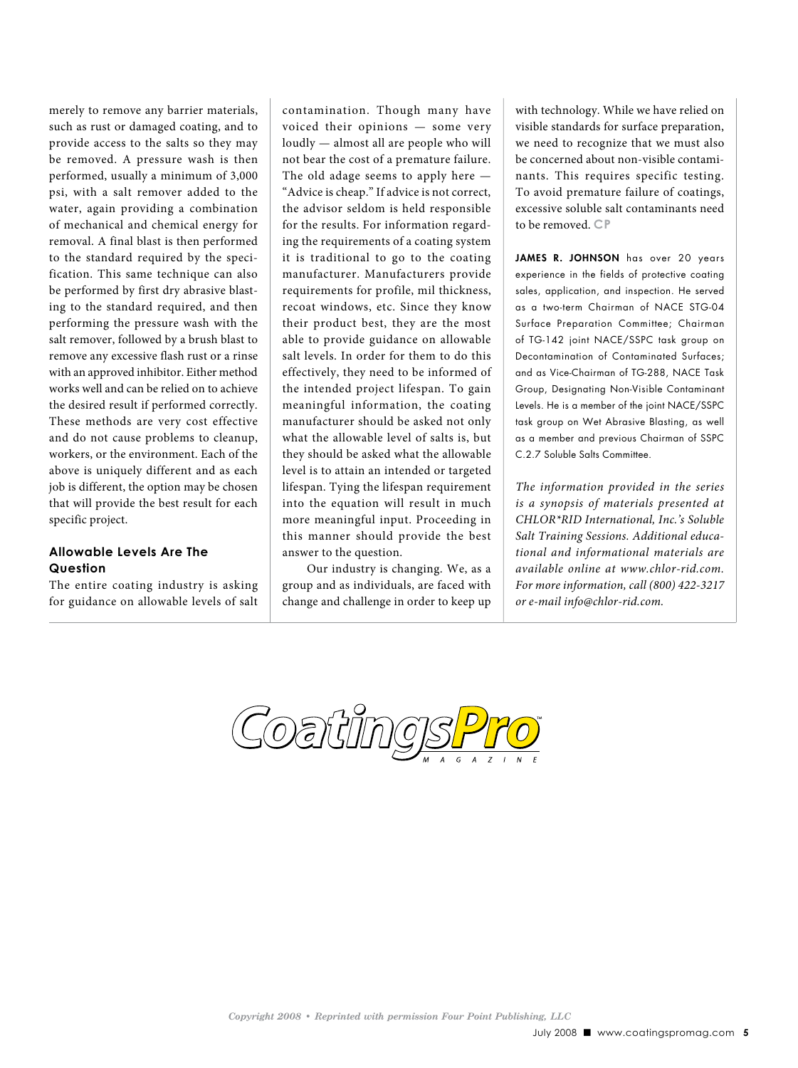merely to remove any barrier materials, such as rust or damaged coating, and to provide access to the salts so they may be removed. A pressure wash is then performed, usually a minimum of 3,000 psi, with a salt remover added to the water, again providing a combination of mechanical and chemical energy for removal. A final blast is then performed to the standard required by the specification. This same technique can also be performed by first dry abrasive blasting to the standard required, and then performing the pressure wash with the salt remover, followed by a brush blast to remove any excessive flash rust or a rinse with an approved inhibitor. Either method works well and can be relied on to achieve the desired result if performed correctly. These methods are very cost effective and do not cause problems to cleanup, workers, or the environment. Each of the above is uniquely different and as each job is different, the option may be chosen that will provide the best result for each specific project.

### Allowable Levels Are The Question

The entire coating industry is asking for guidance on allowable levels of salt contamination. Though many have voiced their opinions — some very loudly — almost all are people who will not bear the cost of a premature failure. The old adage seems to apply here — "Advice is cheap." If advice is not correct, the advisor seldom is held responsible for the results. For information regarding the requirements of a coating system it is traditional to go to the coating manufacturer. Manufacturers provide requirements for profile, mil thickness, recoat windows, etc. Since they know their product best, they are the most able to provide guidance on allowable salt levels. In order for them to do this effectively, they need to be informed of the intended project lifespan. To gain meaningful information, the coating manufacturer should be asked not only what the allowable level of salts is, but they should be asked what the allowable level is to attain an intended or targeted lifespan. Tying the lifespan requirement into the equation will result in much more meaningful input. Proceeding in this manner should provide the best answer to the question.

Our industry is changing. We, as a group and as individuals, are faced with change and challenge in order to keep up with technology. While we have relied on visible standards for surface preparation, we need to recognize that we must also be concerned about non-visible contaminants. This requires specific testing. To avoid premature failure of coatings, excessive soluble salt contaminants need to be removed. CP

**JAMES R. JOHNSON** has over 20 years experience in the fields of protective coating sales, application, and inspection. He served as a two-term Chairman of NACE STG-04 Surface Preparation Committee; Chairman of TG-142 joint NACE/SSPC task group on Decontamination of Contaminated Surfaces; and as Vice-Chairman of TG-288, NACE Task Group, Designating Non-Visible Contaminant Levels. He is a member of the joint NACE/SSPC task group on Wet Abrasive Blasting, as well as a member and previous Chairman of SSPC C.2.7 Soluble Salts Committee.

*The information provided in the series is a synopsis of materials presented at CHLOR*RID International, Inc.'s Soluble Salt Training Sessions. Additional educational and informational materials are available online at www.chlor-rid.com. For more information, call (800) 422-3217 or e-mail info@chlor-rid.com.*

CoatingsPro MAGAZINE

*Copyright 2008 • Reprinted with permission Four Point Publishing, LLC*